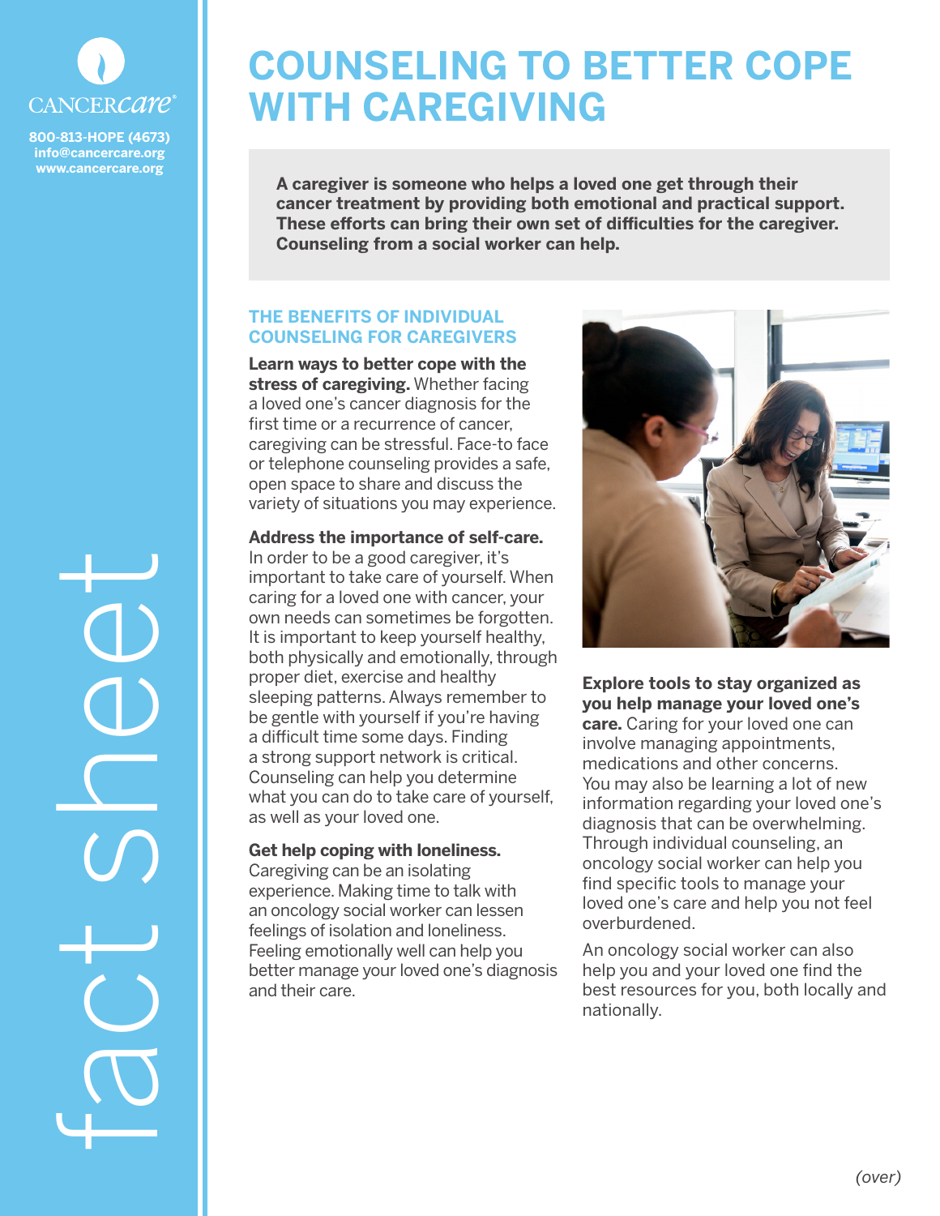CANCERcare

800-813-HOPE (4673)
info@cancercare.org
www.cancercare.org

fact sheet

# COUNSELING TO BETTER COPE WITH CAREGIVING

**A caregiver is someone who helps a loved one get through their cancer treatment by providing both emotional and practical support. These efforts can bring their own set of difficulties for the caregiver. Counseling from a social worker can help.**

## THE BENEFITS OF INDIVIDUAL COUNSELING FOR CAREGIVERS

**Learn ways to better cope with the stress of caregiving.** Whether facing a loved one's cancer diagnosis for the first time or a recurrence of cancer, caregiving can be stressful. Face-to face or telephone counseling provides a safe, open space to share and discuss the variety of situations you may experience.

**Address the importance of self-care.** In order to be a good caregiver, it's important to take care of yourself. When caring for a loved one with cancer, your own needs can sometimes be forgotten. It is important to keep yourself healthy, both physically and emotionally, through proper diet, exercise and healthy sleeping patterns. Always remember to be gentle with yourself if you're having a difficult time some days. Finding a strong support network is critical. Counseling can help you determine what you can do to take care of yourself, as well as your loved one.

**Get help coping with loneliness.** Caregiving can be an isolating experience. Making time to talk with an oncology social worker can lessen feelings of isolation and loneliness. Feeling emotionally well can help you better manage your loved one's diagnosis and their care.

**Explore tools to stay organized as you help manage your loved one's care.** Caring for your loved one can involve managing appointments, medications and other concerns. You may also be learning a lot of new information regarding your loved one's diagnosis that can be overwhelming. Through individual counseling, an oncology social worker can help you find specific tools to manage your loved one's care and help you not feel overburdened.

An oncology social worker can also help you and your loved one find the best resources for you, both locally and nationally.

*(over)*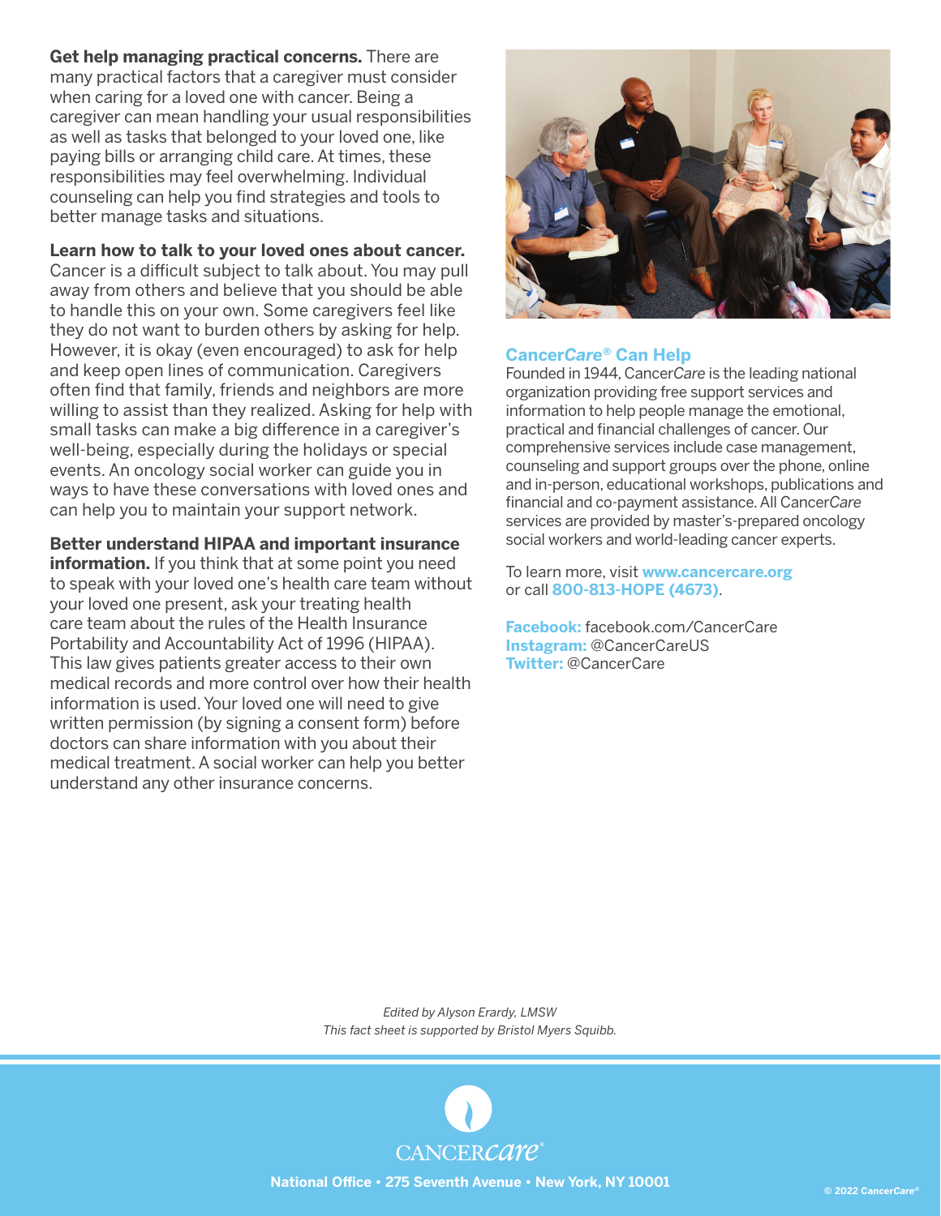**Get help managing practical concerns.** There are many practical factors that a caregiver must consider when caring for a loved one with cancer. Being a caregiver can mean handling your usual responsibilities as well as tasks that belonged to your loved one, like paying bills or arranging child care. At times, these responsibilities may feel overwhelming. Individual counseling can help you find strategies and tools to better manage tasks and situations.

**Learn how to talk to your loved ones about cancer.** Cancer is a difficult subject to talk about. You may pull away from others and believe that you should be able to handle this on your own. Some caregivers feel like they do not want to burden others by asking for help. However, it is okay (even encouraged) to ask for help and keep open lines of communication. Caregivers often find that family, friends and neighbors are more willing to assist than they realized. Asking for help with small tasks can make a big difference in a caregiver's well-being, especially during the holidays or special events. An oncology social worker can guide you in ways to have these conversations with loved ones and can help you to maintain your support network.

**Better understand HIPAA and important insurance information.** If you think that at some point you need to speak with your loved one's health care team without your loved one present, ask your treating health care team about the rules of the Health Insurance Portability and Accountability Act of 1996 (HIPAA). This law gives patients greater access to their own medical records and more control over how their health information is used. Your loved one will need to give written permission (by signing a consent form) before doctors can share information with you about their medical treatment. A social worker can help you better understand any other insurance concerns.

## Cancer*Care*® Can Help

Founded in 1944, Cancer*Care* is the leading national organization providing free support services and information to help people manage the emotional, practical and financial challenges of cancer. Our comprehensive services include case management, counseling and support groups over the phone, online and in-person, educational workshops, publications and financial and co-payment assistance. All Cancer*Care* services are provided by master's-prepared oncology social workers and world-leading cancer experts.

To learn more, visit **www.cancercare.org** or call **800-813-HOPE (4673)**.

**Facebook:** facebook.com/CancerCare
**Instagram:** @CancerCareUS
**Twitter:** @CancerCare

*Edited by Alyson Erardy, LMSW*
*This fact sheet is supported by Bristol Myers Squibb.*

CANCER*care*®

**National Office • 275 Seventh Avenue • New York, NY 10001**

© 2022 CancerCare®